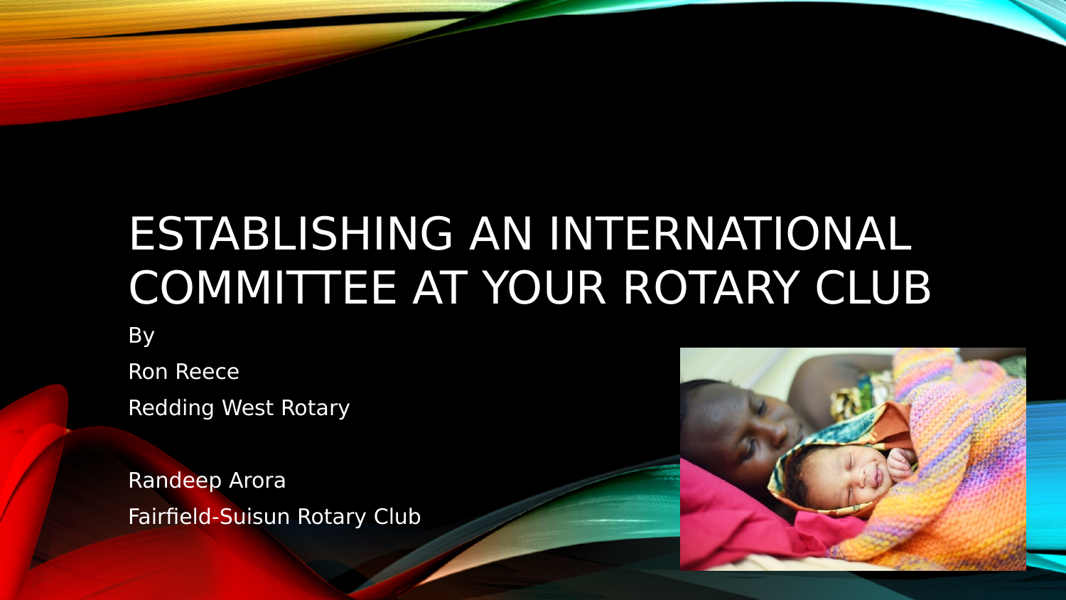# ESTABLISHING AN INTERNATIONAL COMMITTEE AT YOUR ROTARY CLUB

By

Ron Reece

Redding West Rotary

Randeep Arora

Fairfield-Suisun Rotary Club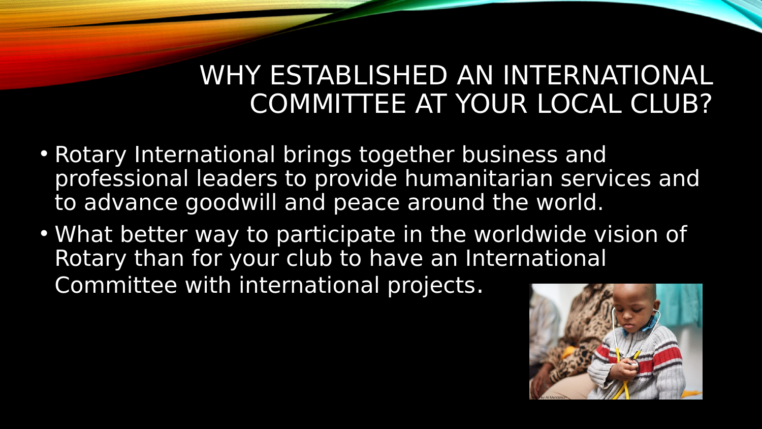# WHY ESTABLISHED AN INTERNATIONAL COMMITTEE AT YOUR LOCAL CLUB?

- Rotary International brings together business and professional leaders to provide humanitarian services and to advance goodwill and peace around the world.
- What better way to participate in the worldwide vision of Rotary than for your club to have an International Committee with international projects.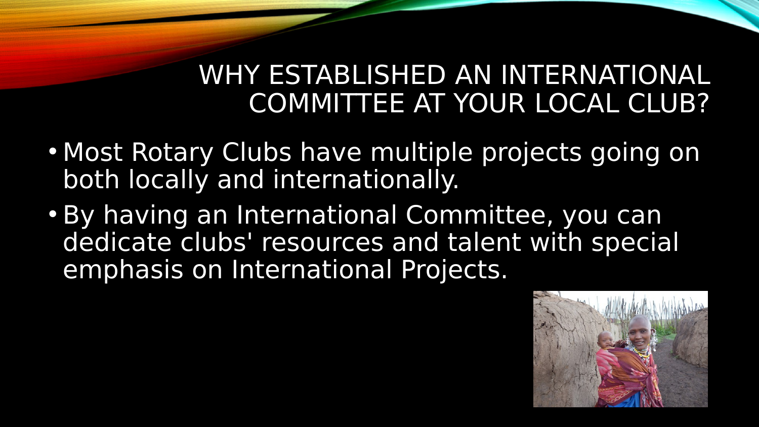# WHY ESTABLISHED AN INTERNATIONAL COMMITTEE AT YOUR LOCAL CLUB?

- Most Rotary Clubs have multiple projects going on both locally and internationally.
- By having an International Committee, you can dedicate clubs' resources and talent with special emphasis on International Projects.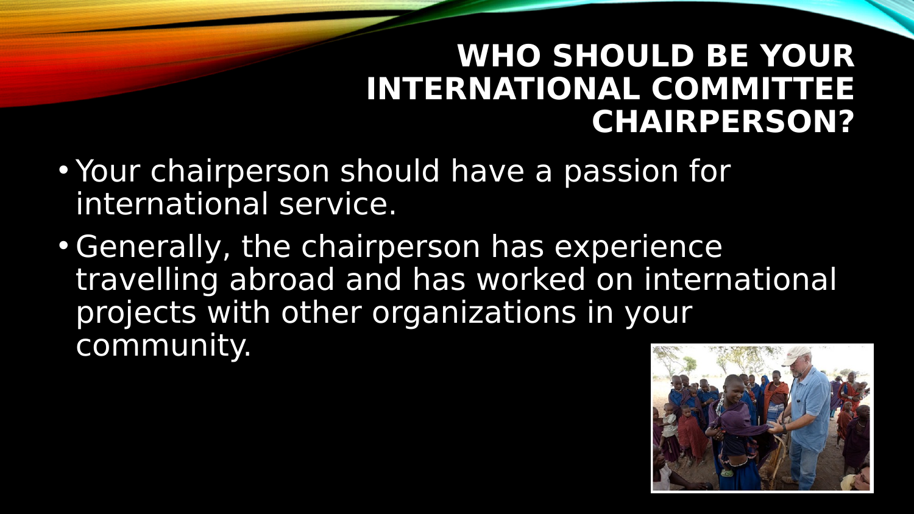# WHO SHOULD BE YOUR INTERNATIONAL COMMITTEE CHAIRPERSON?

- Your chairperson should have a passion for international service.
- Generally, the chairperson has experience travelling abroad and has worked on international projects with other organizations in your community.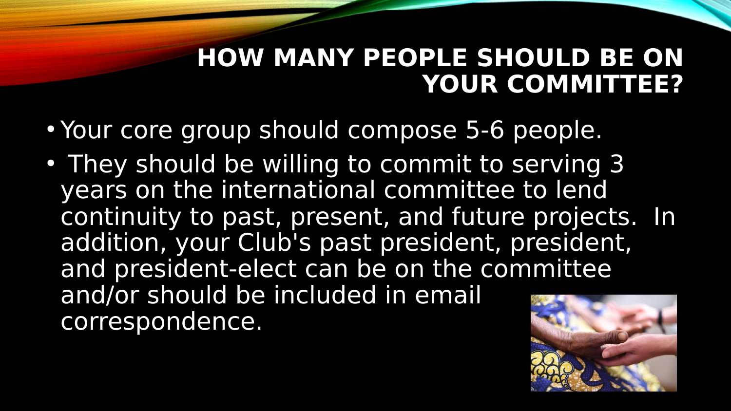# HOW MANY PEOPLE SHOULD BE ON YOUR COMMITTEE?

- Your core group should compose 5-6 people.
- They should be willing to commit to serving 3 years on the international committee to lend continuity to past, present, and future projects. In addition, your Club's past president, president, and president-elect can be on the committee and/or should be included in email correspondence.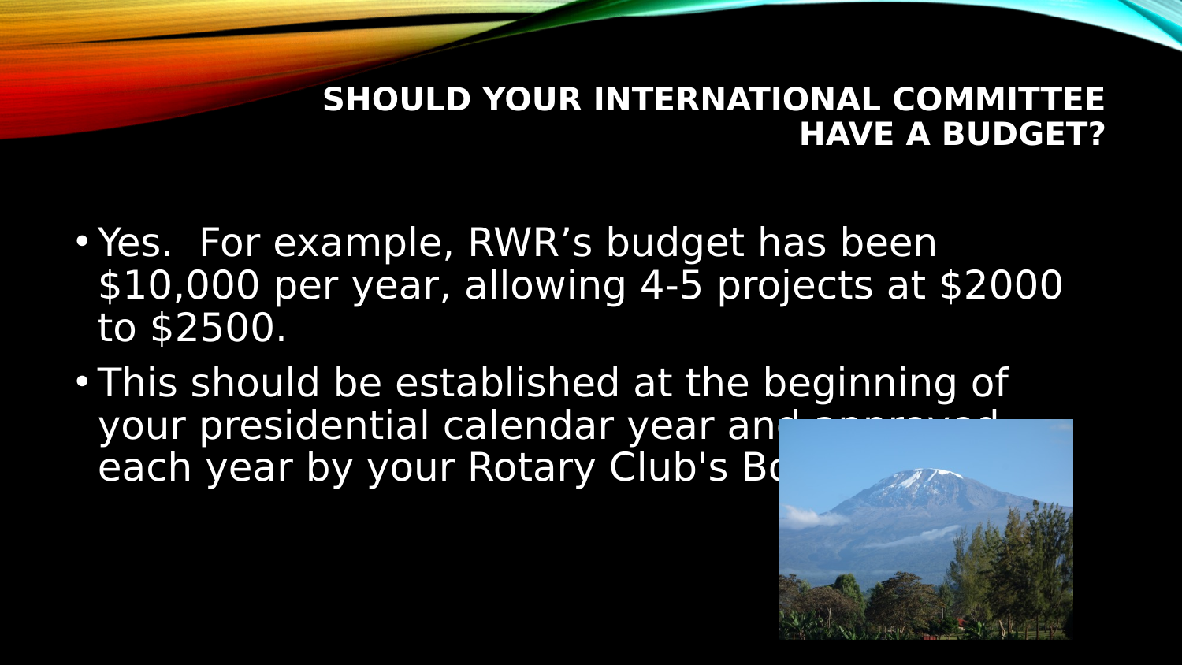# SHOULD YOUR INTERNATIONAL COMMITTEE HAVE A BUDGET?

- Yes.  For example, RWR’s budget has been $10,000 per year, allowing 4-5 projects at $2000 to $2500.
- This should be established at the beginning of your presidential calendar year and approved each year by your Rotary Club's Bo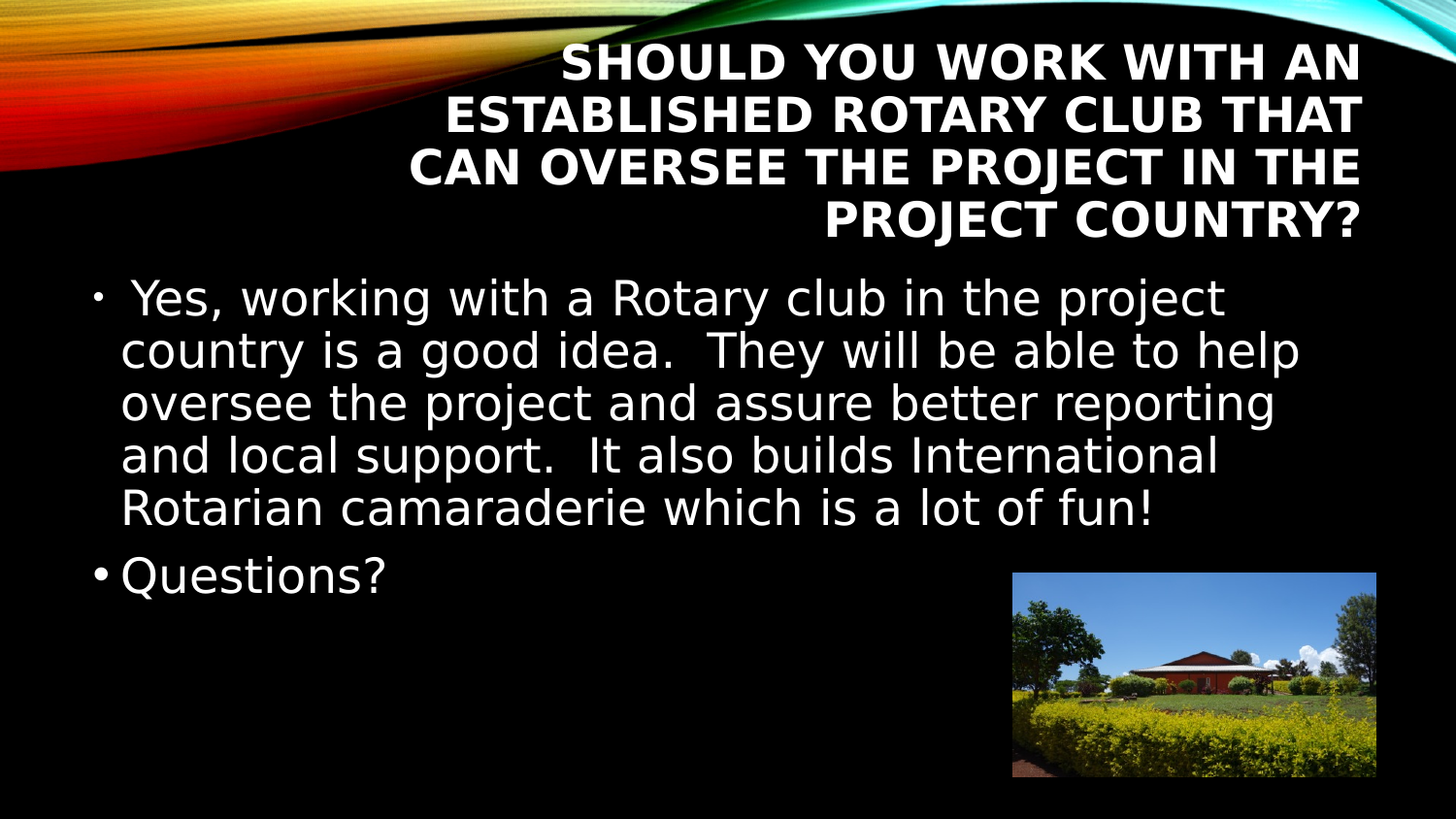# SHOULD YOU WORK WITH AN ESTABLISHED ROTARY CLUB THAT CAN OVERSEE THE PROJECT IN THE PROJECT COUNTRY?

- Yes, working with a Rotary club in the project country is a good idea. They will be able to help oversee the project and assure better reporting and local support. It also builds International Rotarian camaraderie which is a lot of fun!
- Questions?